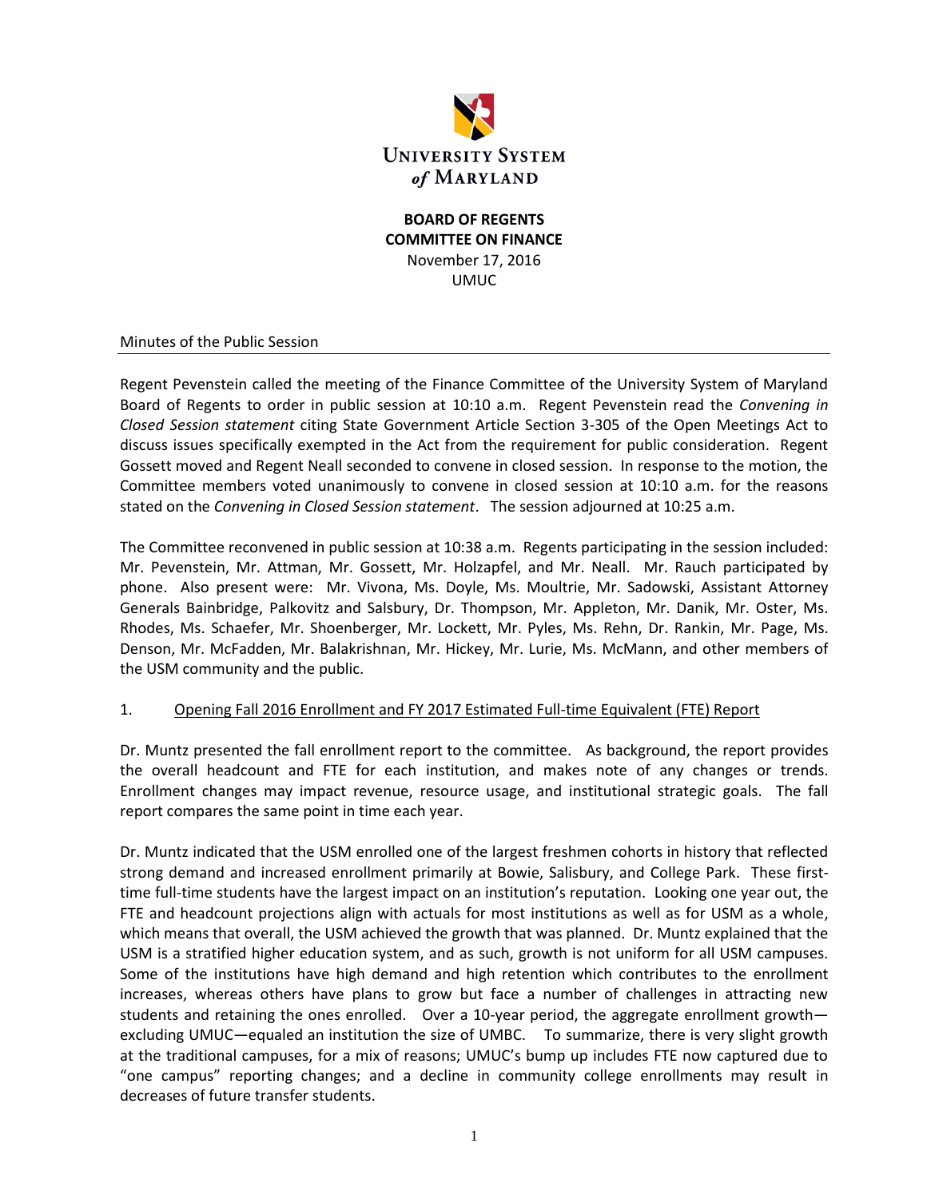**UNIVERSITY SYSTEM of MARYLAND**

**BOARD OF REGENTS**
**COMMITTEE ON FINANCE**
November 17, 2016
UMUC

Minutes of the Public Session

Regent Pevenstein called the meeting of the Finance Committee of the University System of Maryland Board of Regents to order in public session at 10:10 a.m. Regent Pevenstein read the *Convening in Closed Session statement* citing State Government Article Section 3-305 of the Open Meetings Act to discuss issues specifically exempted in the Act from the requirement for public consideration. Regent Gossett moved and Regent Neall seconded to convene in closed session. In response to the motion, the Committee members voted unanimously to convene in closed session at 10:10 a.m. for the reasons stated on the *Convening in Closed Session statement*. The session adjourned at 10:25 a.m.

The Committee reconvened in public session at 10:38 a.m. Regents participating in the session included: Mr. Pevenstein, Mr. Attman, Mr. Gossett, Mr. Holzapfel, and Mr. Neall. Mr. Rauch participated by phone. Also present were: Mr. Vivona, Ms. Doyle, Ms. Moultrie, Mr. Sadowski, Assistant Attorney Generals Bainbridge, Palkovitz and Salsbury, Dr. Thompson, Mr. Appleton, Mr. Danik, Mr. Oster, Ms. Rhodes, Ms. Schaefer, Mr. Shoenberger, Mr. Lockett, Mr. Pyles, Ms. Rehn, Dr. Rankin, Mr. Page, Ms. Denson, Mr. McFadden, Mr. Balakrishnan, Mr. Hickey, Mr. Lurie, Ms. McMann, and other members of the USM community and the public.

1. Opening Fall 2016 Enrollment and FY 2017 Estimated Full-time Equivalent (FTE) Report

Dr. Muntz presented the fall enrollment report to the committee. As background, the report provides the overall headcount and FTE for each institution, and makes note of any changes or trends. Enrollment changes may impact revenue, resource usage, and institutional strategic goals. The fall report compares the same point in time each year.

Dr. Muntz indicated that the USM enrolled one of the largest freshmen cohorts in history that reflected strong demand and increased enrollment primarily at Bowie, Salisbury, and College Park. These first-time full-time students have the largest impact on an institution's reputation. Looking one year out, the FTE and headcount projections align with actuals for most institutions as well as for USM as a whole, which means that overall, the USM achieved the growth that was planned. Dr. Muntz explained that the USM is a stratified higher education system, and as such, growth is not uniform for all USM campuses. Some of the institutions have high demand and high retention which contributes to the enrollment increases, whereas others have plans to grow but face a number of challenges in attracting new students and retaining the ones enrolled. Over a 10-year period, the aggregate enrollment growth—excluding UMUC—equaled an institution the size of UMBC. To summarize, there is very slight growth at the traditional campuses, for a mix of reasons; UMUC's bump up includes FTE now captured due to "one campus" reporting changes; and a decline in community college enrollments may result in decreases of future transfer students.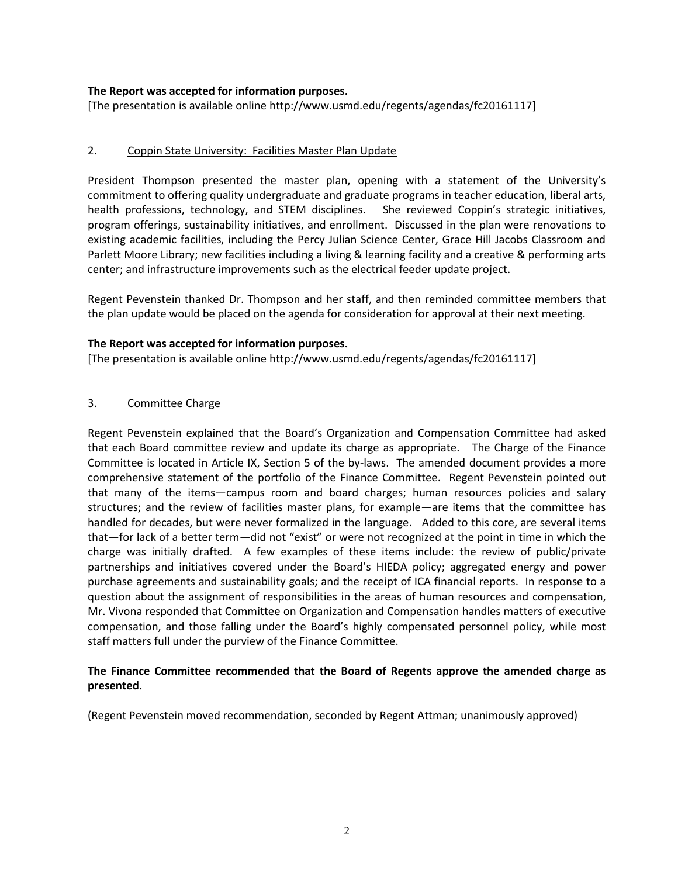**The Report was accepted for information purposes.**
[The presentation is available online http://www.usmd.edu/regents/agendas/fc20161117]

2. Coppin State University: Facilities Master Plan Update

President Thompson presented the master plan, opening with a statement of the University's commitment to offering quality undergraduate and graduate programs in teacher education, liberal arts, health professions, technology, and STEM disciplines. She reviewed Coppin's strategic initiatives, program offerings, sustainability initiatives, and enrollment. Discussed in the plan were renovations to existing academic facilities, including the Percy Julian Science Center, Grace Hill Jacobs Classroom and Parlett Moore Library; new facilities including a living & learning facility and a creative & performing arts center; and infrastructure improvements such as the electrical feeder update project.

Regent Pevenstein thanked Dr. Thompson and her staff, and then reminded committee members that the plan update would be placed on the agenda for consideration for approval at their next meeting.

**The Report was accepted for information purposes.**
[The presentation is available online http://www.usmd.edu/regents/agendas/fc20161117]

3. Committee Charge

Regent Pevenstein explained that the Board's Organization and Compensation Committee had asked that each Board committee review and update its charge as appropriate. The Charge of the Finance Committee is located in Article IX, Section 5 of the by-laws. The amended document provides a more comprehensive statement of the portfolio of the Finance Committee. Regent Pevenstein pointed out that many of the items—campus room and board charges; human resources policies and salary structures; and the review of facilities master plans, for example—are items that the committee has handled for decades, but were never formalized in the language. Added to this core, are several items that—for lack of a better term—did not "exist" or were not recognized at the point in time in which the charge was initially drafted. A few examples of these items include: the review of public/private partnerships and initiatives covered under the Board's HIEDA policy; aggregated energy and power purchase agreements and sustainability goals; and the receipt of ICA financial reports. In response to a question about the assignment of responsibilities in the areas of human resources and compensation, Mr. Vivona responded that Committee on Organization and Compensation handles matters of executive compensation, and those falling under the Board's highly compensated personnel policy, while most staff matters full under the purview of the Finance Committee.

**The Finance Committee recommended that the Board of Regents approve the amended charge as presented.**

(Regent Pevenstein moved recommendation, seconded by Regent Attman; unanimously approved)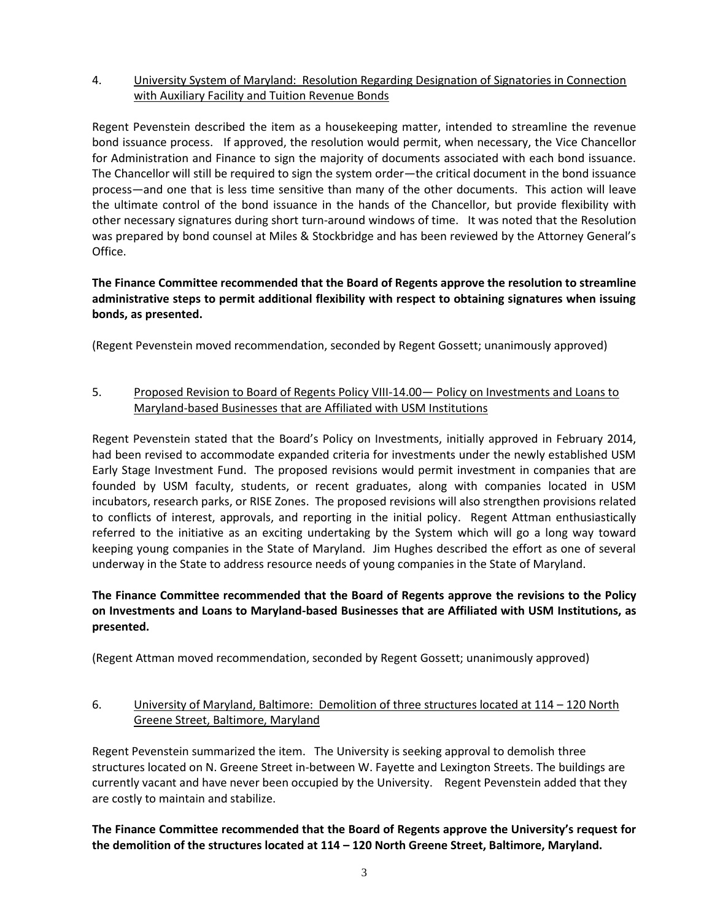4. University System of Maryland: Resolution Regarding Designation of Signatories in Connection with Auxiliary Facility and Tuition Revenue Bonds

Regent Pevenstein described the item as a housekeeping matter, intended to streamline the revenue bond issuance process. If approved, the resolution would permit, when necessary, the Vice Chancellor for Administration and Finance to sign the majority of documents associated with each bond issuance. The Chancellor will still be required to sign the system order—the critical document in the bond issuance process—and one that is less time sensitive than many of the other documents. This action will leave the ultimate control of the bond issuance in the hands of the Chancellor, but provide flexibility with other necessary signatures during short turn-around windows of time. It was noted that the Resolution was prepared by bond counsel at Miles & Stockbridge and has been reviewed by the Attorney General's Office.

**The Finance Committee recommended that the Board of Regents approve the resolution to streamline administrative steps to permit additional flexibility with respect to obtaining signatures when issuing bonds, as presented.**

(Regent Pevenstein moved recommendation, seconded by Regent Gossett; unanimously approved)

5. Proposed Revision to Board of Regents Policy VIII-14.00— Policy on Investments and Loans to Maryland-based Businesses that are Affiliated with USM Institutions

Regent Pevenstein stated that the Board's Policy on Investments, initially approved in February 2014, had been revised to accommodate expanded criteria for investments under the newly established USM Early Stage Investment Fund. The proposed revisions would permit investment in companies that are founded by USM faculty, students, or recent graduates, along with companies located in USM incubators, research parks, or RISE Zones. The proposed revisions will also strengthen provisions related to conflicts of interest, approvals, and reporting in the initial policy. Regent Attman enthusiastically referred to the initiative as an exciting undertaking by the System which will go a long way toward keeping young companies in the State of Maryland. Jim Hughes described the effort as one of several underway in the State to address resource needs of young companies in the State of Maryland.

**The Finance Committee recommended that the Board of Regents approve the revisions to the Policy on Investments and Loans to Maryland-based Businesses that are Affiliated with USM Institutions, as presented.**

(Regent Attman moved recommendation, seconded by Regent Gossett; unanimously approved)

6. University of Maryland, Baltimore: Demolition of three structures located at 114 – 120 North Greene Street, Baltimore, Maryland

Regent Pevenstein summarized the item. The University is seeking approval to demolish three structures located on N. Greene Street in-between W. Fayette and Lexington Streets. The buildings are currently vacant and have never been occupied by the University. Regent Pevenstein added that they are costly to maintain and stabilize.

**The Finance Committee recommended that the Board of Regents approve the University's request for the demolition of the structures located at 114 – 120 North Greene Street, Baltimore, Maryland.**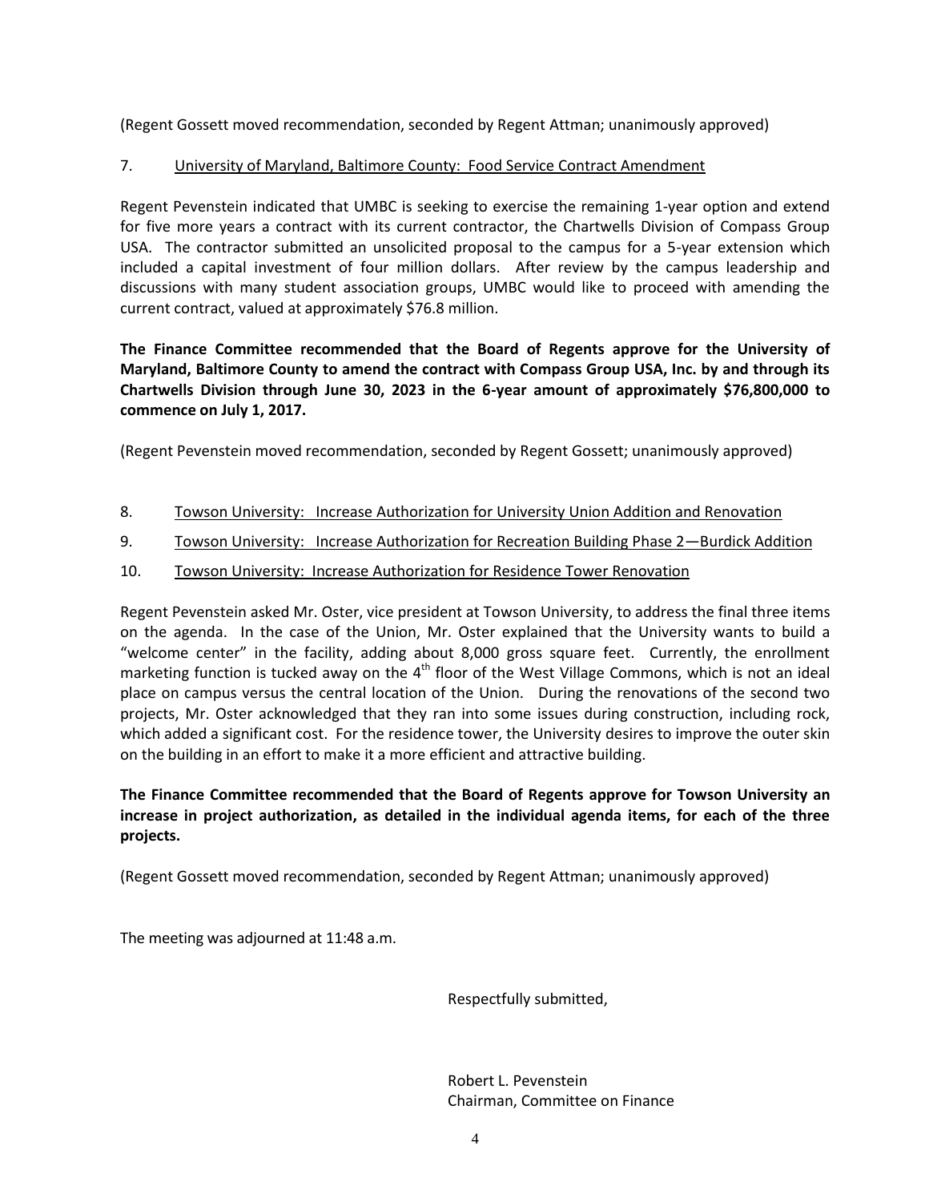(Regent Gossett moved recommendation, seconded by Regent Attman; unanimously approved)

7. University of Maryland, Baltimore County: Food Service Contract Amendment

Regent Pevenstein indicated that UMBC is seeking to exercise the remaining 1-year option and extend for five more years a contract with its current contractor, the Chartwells Division of Compass Group USA. The contractor submitted an unsolicited proposal to the campus for a 5-year extension which included a capital investment of four million dollars. After review by the campus leadership and discussions with many student association groups, UMBC would like to proceed with amending the current contract, valued at approximately $76.8 million.

**The Finance Committee recommended that the Board of Regents approve for the University of Maryland, Baltimore County to amend the contract with Compass Group USA, Inc. by and through its Chartwells Division through June 30, 2023 in the 6-year amount of approximately $76,800,000 to commence on July 1, 2017.**

(Regent Pevenstein moved recommendation, seconded by Regent Gossett; unanimously approved)

8. Towson University: Increase Authorization for University Union Addition and Renovation

9. Towson University: Increase Authorization for Recreation Building Phase 2—Burdick Addition

10. Towson University: Increase Authorization for Residence Tower Renovation

Regent Pevenstein asked Mr. Oster, vice president at Towson University, to address the final three items on the agenda. In the case of the Union, Mr. Oster explained that the University wants to build a "welcome center" in the facility, adding about 8,000 gross square feet. Currently, the enrollment marketing function is tucked away on the 4th floor of the West Village Commons, which is not an ideal place on campus versus the central location of the Union. During the renovations of the second two projects, Mr. Oster acknowledged that they ran into some issues during construction, including rock, which added a significant cost. For the residence tower, the University desires to improve the outer skin on the building in an effort to make it a more efficient and attractive building.

**The Finance Committee recommended that the Board of Regents approve for Towson University an increase in project authorization, as detailed in the individual agenda items, for each of the three projects.**

(Regent Gossett moved recommendation, seconded by Regent Attman; unanimously approved)

The meeting was adjourned at 11:48 a.m.

Respectfully submitted,

Robert L. Pevenstein
Chairman, Committee on Finance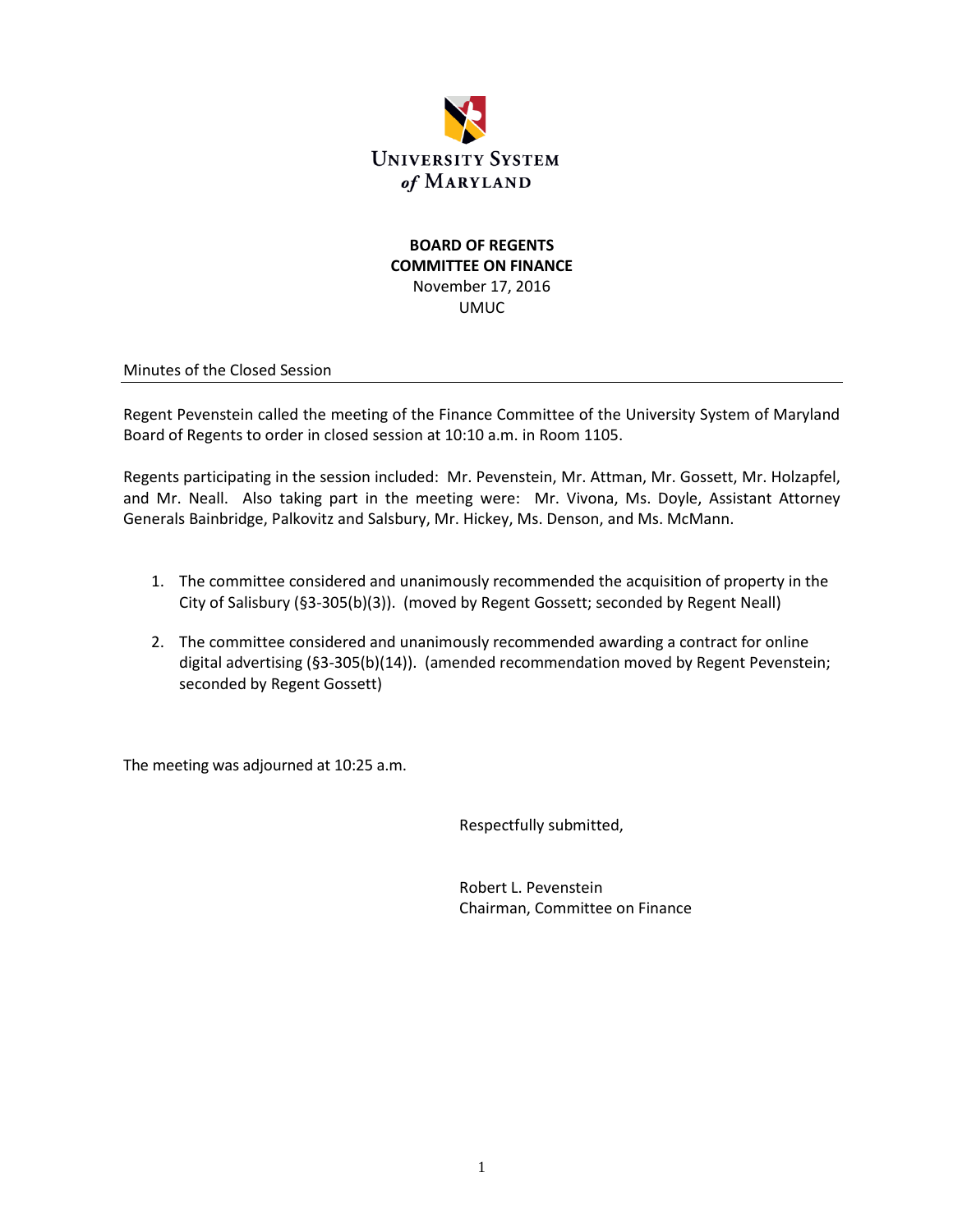University System of Maryland

**BOARD OF REGENTS**
**COMMITTEE ON FINANCE**
November 17, 2016
UMUC

Minutes of the Closed Session

Regent Pevenstein called the meeting of the Finance Committee of the University System of Maryland Board of Regents to order in closed session at 10:10 a.m. in Room 1105.

Regents participating in the session included: Mr. Pevenstein, Mr. Attman, Mr. Gossett, Mr. Holzapfel, and Mr. Neall. Also taking part in the meeting were: Mr. Vivona, Ms. Doyle, Assistant Attorney Generals Bainbridge, Palkovitz and Salsbury, Mr. Hickey, Ms. Denson, and Ms. McMann.

1. The committee considered and unanimously recommended the acquisition of property in the City of Salisbury (§3-305(b)(3)). (moved by Regent Gossett; seconded by Regent Neall)

2. The committee considered and unanimously recommended awarding a contract for online digital advertising (§3-305(b)(14)). (amended recommendation moved by Regent Pevenstein; seconded by Regent Gossett)

The meeting was adjourned at 10:25 a.m.

Respectfully submitted,

Robert L. Pevenstein
Chairman, Committee on Finance